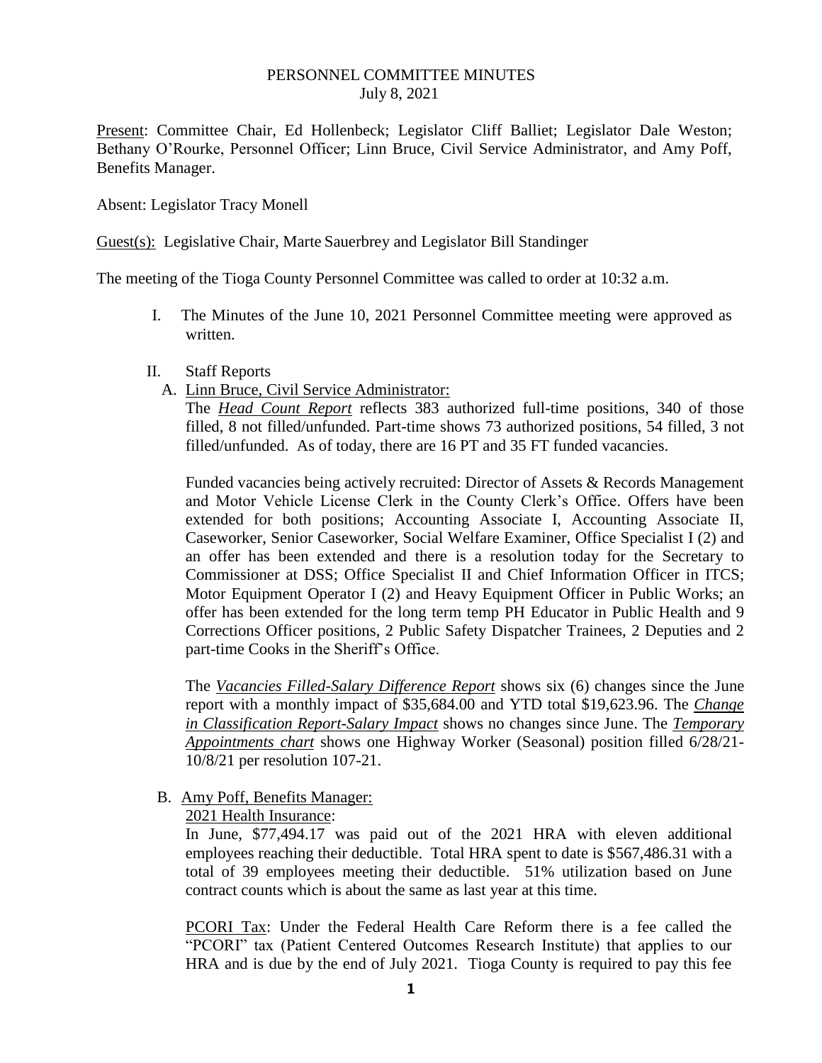PERSONNEL COMMITTEE MINUTES
July 8, 2021

Present: Committee Chair, Ed Hollenbeck; Legislator Cliff Balliet; Legislator Dale Weston; Bethany O'Rourke, Personnel Officer; Linn Bruce, Civil Service Administrator, and Amy Poff, Benefits Manager.

Absent: Legislator Tracy Monell

Guest(s): Legislative Chair, Marte Sauerbrey and Legislator Bill Standinger

The meeting of the Tioga County Personnel Committee was called to order at 10:32 a.m.

I. The Minutes of the June 10, 2021 Personnel Committee meeting were approved as written.

II. Staff Reports

A. Linn Bruce, Civil Service Administrator:

The ***Head Count Report*** reflects 383 authorized full-time positions, 340 of those filled, 8 not filled/unfunded. Part-time shows 73 authorized positions, 54 filled, 3 not filled/unfunded. As of today, there are 16 PT and 35 FT funded vacancies.

Funded vacancies being actively recruited: Director of Assets & Records Management and Motor Vehicle License Clerk in the County Clerk's Office. Offers have been extended for both positions; Accounting Associate I, Accounting Associate II, Caseworker, Senior Caseworker, Social Welfare Examiner, Office Specialist I (2) and an offer has been extended and there is a resolution today for the Secretary to Commissioner at DSS; Office Specialist II and Chief Information Officer in ITCS; Motor Equipment Operator I (2) and Heavy Equipment Officer in Public Works; an offer has been extended for the long term temp PH Educator in Public Health and 9 Corrections Officer positions, 2 Public Safety Dispatcher Trainees, 2 Deputies and 2 part-time Cooks in the Sheriff's Office.

The ***Vacancies Filled-Salary Difference Report*** shows six (6) changes since the June report with a monthly impact of $35,684.00 and YTD total $19,623.96. The ***Change in Classification Report-Salary Impact*** shows no changes since June. The ***Temporary Appointments chart*** shows one Highway Worker (Seasonal) position filled 6/28/21-10/8/21 per resolution 107-21.

B. Amy Poff, Benefits Manager:

2021 Health Insurance:

In June, $77,494.17 was paid out of the 2021 HRA with eleven additional employees reaching their deductible. Total HRA spent to date is $567,486.31 with a total of 39 employees meeting their deductible. 51% utilization based on June contract counts which is about the same as last year at this time.

PCORI Tax: Under the Federal Health Care Reform there is a fee called the "PCORI" tax (Patient Centered Outcomes Research Institute) that applies to our HRA and is due by the end of July 2021. Tioga County is required to pay this fee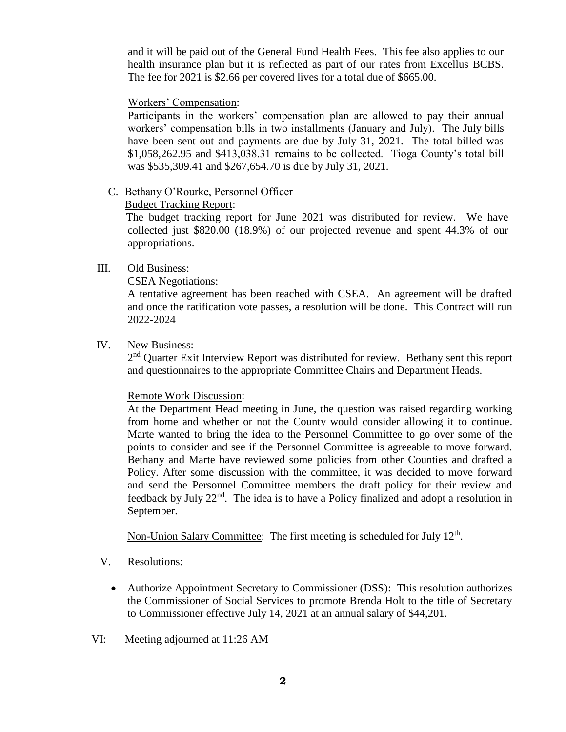and it will be paid out of the General Fund Health Fees. This fee also applies to our health insurance plan but it is reflected as part of our rates from Excellus BCBS. The fee for 2021 is $2.66 per covered lives for a total due of $665.00.

Workers' Compensation:

Participants in the workers' compensation plan are allowed to pay their annual workers' compensation bills in two installments (January and July). The July bills have been sent out and payments are due by July 31, 2021. The total billed was $1,058,262.95 and $413,038.31 remains to be collected. Tioga County's total bill was $535,309.41 and $267,654.70 is due by July 31, 2021.

C. Bethany O'Rourke, Personnel Officer

Budget Tracking Report:

The budget tracking report for June 2021 was distributed for review. We have collected just $820.00 (18.9%) of our projected revenue and spent 44.3% of our appropriations.

III. Old Business:

CSEA Negotiations:

A tentative agreement has been reached with CSEA. An agreement will be drafted and once the ratification vote passes, a resolution will be done. This Contract will run 2022-2024

IV. New Business:

2nd Quarter Exit Interview Report was distributed for review. Bethany sent this report and questionnaires to the appropriate Committee Chairs and Department Heads.

Remote Work Discussion:

At the Department Head meeting in June, the question was raised regarding working from home and whether or not the County would consider allowing it to continue. Marte wanted to bring the idea to the Personnel Committee to go over some of the points to consider and see if the Personnel Committee is agreeable to move forward. Bethany and Marte have reviewed some policies from other Counties and drafted a Policy. After some discussion with the committee, it was decided to move forward and send the Personnel Committee members the draft policy for their review and feedback by July 22nd. The idea is to have a Policy finalized and adopt a resolution in September.

Non-Union Salary Committee: The first meeting is scheduled for July 12th.

V. Resolutions:

- Authorize Appointment Secretary to Commissioner (DSS): This resolution authorizes the Commissioner of Social Services to promote Brenda Holt to the title of Secretary to Commissioner effective July 14, 2021 at an annual salary of $44,201.

VI: Meeting adjourned at 11:26 AM